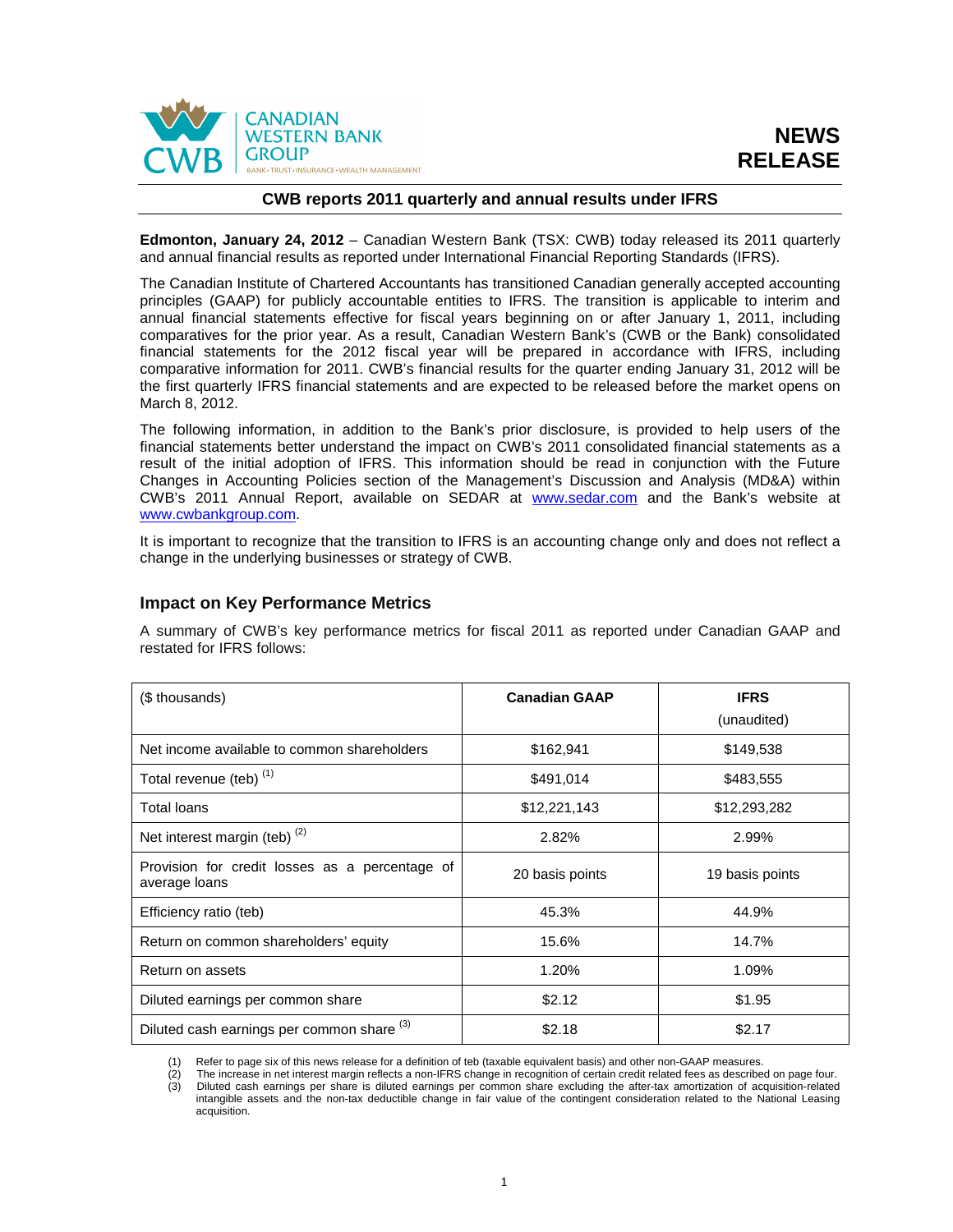CANADIAN WESTERN BANK GROUP
BANK • TRUST • INSURANCE • WEALTH MANAGEMENT

**NEWS RELEASE**

## CWB reports 2011 quarterly and annual results under IFRS

**Edmonton, January 24, 2012** – Canadian Western Bank (TSX: CWB) today released its 2011 quarterly and annual financial results as reported under International Financial Reporting Standards (IFRS).

The Canadian Institute of Chartered Accountants has transitioned Canadian generally accepted accounting principles (GAAP) for publicly accountable entities to IFRS. The transition is applicable to interim and annual financial statements effective for fiscal years beginning on or after January 1, 2011, including comparatives for the prior year. As a result, Canadian Western Bank's (CWB or the Bank) consolidated financial statements for the 2012 fiscal year will be prepared in accordance with IFRS, including comparative information for 2011. CWB's financial results for the quarter ending January 31, 2012 will be the first quarterly IFRS financial statements and are expected to be released before the market opens on March 8, 2012.

The following information, in addition to the Bank's prior disclosure, is provided to help users of the financial statements better understand the impact on CWB's 2011 consolidated financial statements as a result of the initial adoption of IFRS. This information should be read in conjunction with the Future Changes in Accounting Policies section of the Management's Discussion and Analysis (MD&A) within CWB's 2011 Annual Report, available on SEDAR at www.sedar.com and the Bank's website at www.cwbankgroup.com.

It is important to recognize that the transition to IFRS is an accounting change only and does not reflect a change in the underlying businesses or strategy of CWB.

### Impact on Key Performance Metrics

A summary of CWB's key performance metrics for fiscal 2011 as reported under Canadian GAAP and restated for IFRS follows:

| ($ thousands) | **Canadian GAAP** | **IFRS** (unaudited) |
|---|---|---|
| Net income available to common shareholders | $162,941 | $149,538 |
| Total revenue (teb) (1) | $491,014 | $483,555 |
| Total loans | $12,221,143 | $12,293,282 |
| Net interest margin (teb) (2) | 2.82% | 2.99% |
| Provision for credit losses as a percentage of average loans | 20 basis points | 19 basis points |
| Efficiency ratio (teb) | 45.3% | 44.9% |
| Return on common shareholders' equity | 15.6% | 14.7% |
| Return on assets | 1.20% | 1.09% |
| Diluted earnings per common share | $2.12 | $1.95 |
| Diluted cash earnings per common share (3) | $2.18 | $2.17 |

(1) Refer to page six of this news release for a definition of teb (taxable equivalent basis) and other non-GAAP measures.
(2) The increase in net interest margin reflects a non-IFRS change in recognition of certain credit related fees as described on page four.
(3) Diluted cash earnings per share is diluted earnings per common share excluding the after-tax amortization of acquisition-related intangible assets and the non-tax deductible change in fair value of the contingent consideration related to the National Leasing acquisition.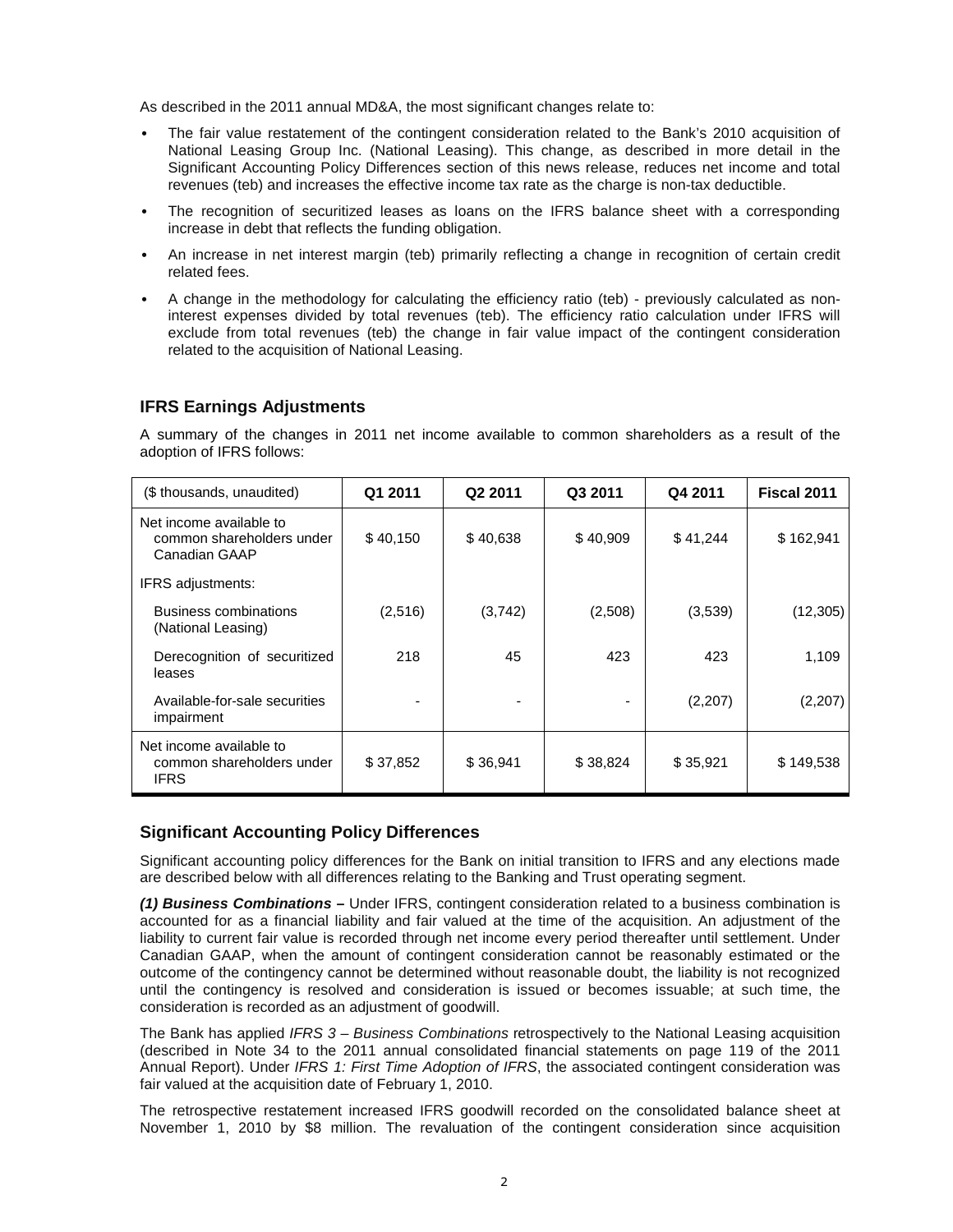As described in the 2011 annual MD&A, the most significant changes relate to:

- The fair value restatement of the contingent consideration related to the Bank's 2010 acquisition of National Leasing Group Inc. (National Leasing). This change, as described in more detail in the Significant Accounting Policy Differences section of this news release, reduces net income and total revenues (teb) and increases the effective income tax rate as the charge is non-tax deductible.
- The recognition of securitized leases as loans on the IFRS balance sheet with a corresponding increase in debt that reflects the funding obligation.
- An increase in net interest margin (teb) primarily reflecting a change in recognition of certain credit related fees.
- A change in the methodology for calculating the efficiency ratio (teb) - previously calculated as non-interest expenses divided by total revenues (teb). The efficiency ratio calculation under IFRS will exclude from total revenues (teb) the change in fair value impact of the contingent consideration related to the acquisition of National Leasing.

## IFRS Earnings Adjustments

A summary of the changes in 2011 net income available to common shareholders as a result of the adoption of IFRS follows:

| ($ thousands, unaudited) | Q1 2011 | Q2 2011 | Q3 2011 | Q4 2011 | Fiscal 2011 |
|---|---|---|---|---|---|
| Net income available to common shareholders under Canadian GAAP | $ 40,150 | $ 40,638 | $ 40,909 | $ 41,244 | $ 162,941 |
| IFRS adjustments: | | | | | |
| Business combinations (National Leasing) | (2,516) | (3,742) | (2,508) | (3,539) | (12,305) |
| Derecognition of securitized leases | 218 | 45 | 423 | 423 | 1,109 |
| Available-for-sale securities impairment | - | - | - | (2,207) | (2,207) |
| Net income available to common shareholders under IFRS | $ 37,852 | $ 36,941 | $ 38,824 | $ 35,921 | $ 149,538 |

## Significant Accounting Policy Differences

Significant accounting policy differences for the Bank on initial transition to IFRS and any elections made are described below with all differences relating to the Banking and Trust operating segment.

***(1) Business Combinations –*** Under IFRS, contingent consideration related to a business combination is accounted for as a financial liability and fair valued at the time of the acquisition. An adjustment of the liability to current fair value is recorded through net income every period thereafter until settlement. Under Canadian GAAP, when the amount of contingent consideration cannot be reasonably estimated or the outcome of the contingency cannot be determined without reasonable doubt, the liability is not recognized until the contingency is resolved and consideration is issued or becomes issuable; at such time, the consideration is recorded as an adjustment of goodwill.

The Bank has applied *IFRS 3 – Business Combinations* retrospectively to the National Leasing acquisition (described in Note 34 to the 2011 annual consolidated financial statements on page 119 of the 2011 Annual Report). Under *IFRS 1: First Time Adoption of IFRS*, the associated contingent consideration was fair valued at the acquisition date of February 1, 2010.

The retrospective restatement increased IFRS goodwill recorded on the consolidated balance sheet at November 1, 2010 by $8 million. The revaluation of the contingent consideration since acquisition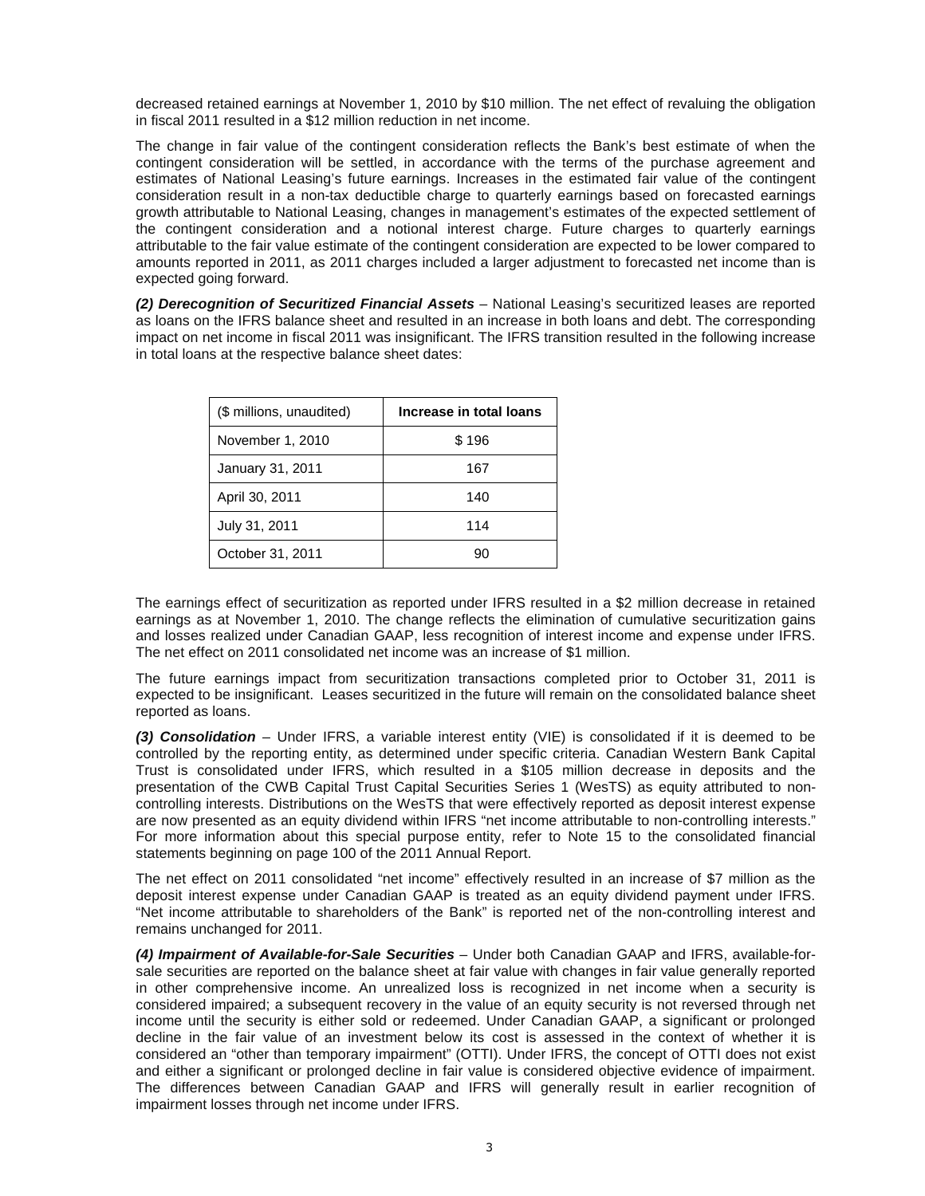decreased retained earnings at November 1, 2010 by $10 million. The net effect of revaluing the obligation in fiscal 2011 resulted in a $12 million reduction in net income.

The change in fair value of the contingent consideration reflects the Bank's best estimate of when the contingent consideration will be settled, in accordance with the terms of the purchase agreement and estimates of National Leasing's future earnings. Increases in the estimated fair value of the contingent consideration result in a non-tax deductible charge to quarterly earnings based on forecasted earnings growth attributable to National Leasing, changes in management's estimates of the expected settlement of the contingent consideration and a notional interest charge. Future charges to quarterly earnings attributable to the fair value estimate of the contingent consideration are expected to be lower compared to amounts reported in 2011, as 2011 charges included a larger adjustment to forecasted net income than is expected going forward.

***(2) Derecognition of Securitized Financial Assets*** – National Leasing's securitized leases are reported as loans on the IFRS balance sheet and resulted in an increase in both loans and debt. The corresponding impact on net income in fiscal 2011 was insignificant. The IFRS transition resulted in the following increase in total loans at the respective balance sheet dates:

| ($ millions, unaudited) | **Increase in total loans** |
|---|---|
| November 1, 2010 | $ 196 |
| January 31, 2011 | 167 |
| April 30, 2011 | 140 |
| July 31, 2011 | 114 |
| October 31, 2011 | 90 |

The earnings effect of securitization as reported under IFRS resulted in a $2 million decrease in retained earnings as at November 1, 2010. The change reflects the elimination of cumulative securitization gains and losses realized under Canadian GAAP, less recognition of interest income and expense under IFRS. The net effect on 2011 consolidated net income was an increase of $1 million.

The future earnings impact from securitization transactions completed prior to October 31, 2011 is expected to be insignificant. Leases securitized in the future will remain on the consolidated balance sheet reported as loans.

***(3) Consolidation*** – Under IFRS, a variable interest entity (VIE) is consolidated if it is deemed to be controlled by the reporting entity, as determined under specific criteria. Canadian Western Bank Capital Trust is consolidated under IFRS, which resulted in a $105 million decrease in deposits and the presentation of the CWB Capital Trust Capital Securities Series 1 (WesTS) as equity attributed to non-controlling interests. Distributions on the WesTS that were effectively reported as deposit interest expense are now presented as an equity dividend within IFRS "net income attributable to non-controlling interests." For more information about this special purpose entity, refer to Note 15 to the consolidated financial statements beginning on page 100 of the 2011 Annual Report.

The net effect on 2011 consolidated "net income" effectively resulted in an increase of $7 million as the deposit interest expense under Canadian GAAP is treated as an equity dividend payment under IFRS. "Net income attributable to shareholders of the Bank" is reported net of the non-controlling interest and remains unchanged for 2011.

***(4) Impairment of Available-for-Sale Securities*** – Under both Canadian GAAP and IFRS, available-for-sale securities are reported on the balance sheet at fair value with changes in fair value generally reported in other comprehensive income. An unrealized loss is recognized in net income when a security is considered impaired; a subsequent recovery in the value of an equity security is not reversed through net income until the security is either sold or redeemed. Under Canadian GAAP, a significant or prolonged decline in the fair value of an investment below its cost is assessed in the context of whether it is considered an "other than temporary impairment" (OTTI). Under IFRS, the concept of OTTI does not exist and either a significant or prolonged decline in fair value is considered objective evidence of impairment. The differences between Canadian GAAP and IFRS will generally result in earlier recognition of impairment losses through net income under IFRS.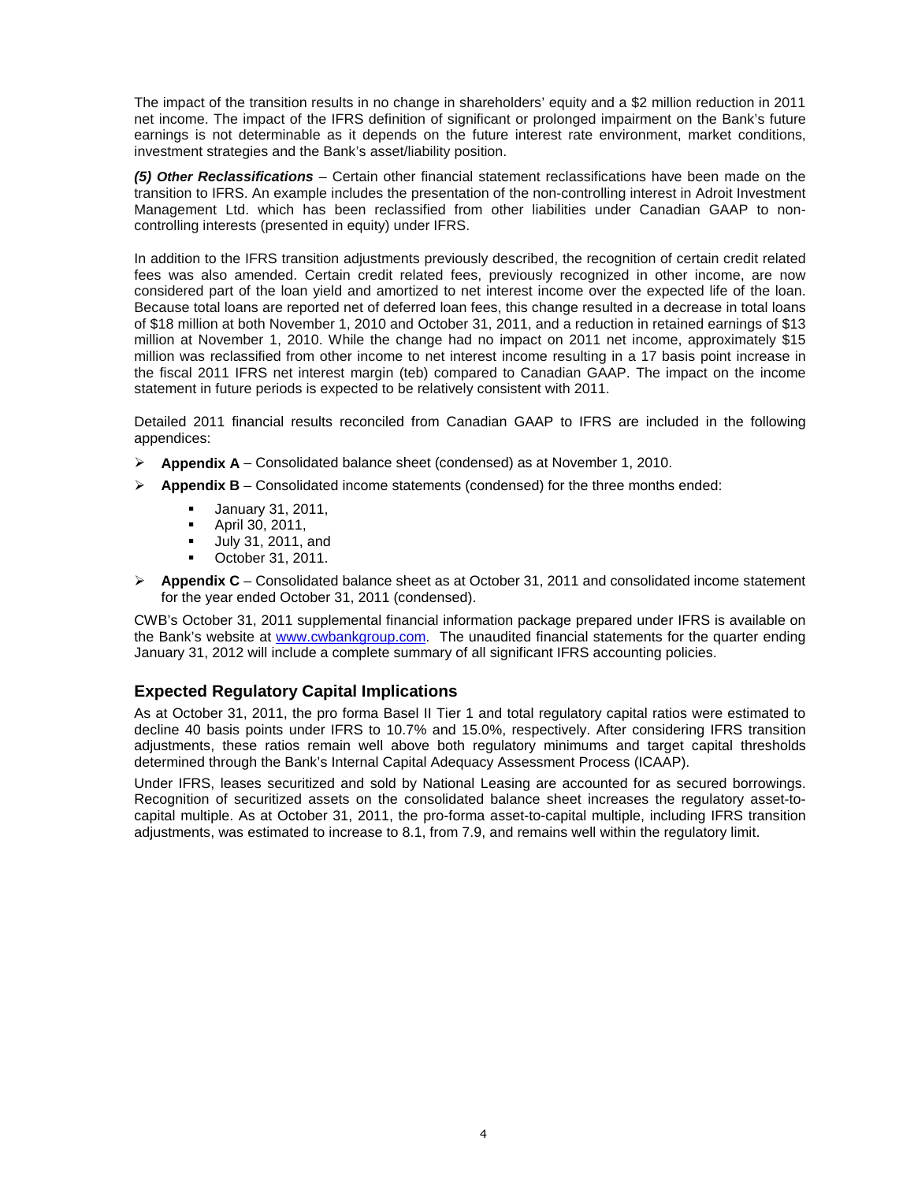The impact of the transition results in no change in shareholders' equity and a $2 million reduction in 2011 net income. The impact of the IFRS definition of significant or prolonged impairment on the Bank's future earnings is not determinable as it depends on the future interest rate environment, market conditions, investment strategies and the Bank's asset/liability position.

***(5) Other Reclassifications*** – Certain other financial statement reclassifications have been made on the transition to IFRS. An example includes the presentation of the non-controlling interest in Adroit Investment Management Ltd. which has been reclassified from other liabilities under Canadian GAAP to non-controlling interests (presented in equity) under IFRS.

In addition to the IFRS transition adjustments previously described, the recognition of certain credit related fees was also amended. Certain credit related fees, previously recognized in other income, are now considered part of the loan yield and amortized to net interest income over the expected life of the loan. Because total loans are reported net of deferred loan fees, this change resulted in a decrease in total loans of $18 million at both November 1, 2010 and October 31, 2011, and a reduction in retained earnings of $13 million at November 1, 2010. While the change had no impact on 2011 net income, approximately $15 million was reclassified from other income to net interest income resulting in a 17 basis point increase in the fiscal 2011 IFRS net interest margin (teb) compared to Canadian GAAP. The impact on the income statement in future periods is expected to be relatively consistent with 2011.

Detailed 2011 financial results reconciled from Canadian GAAP to IFRS are included in the following appendices:

- **Appendix A** – Consolidated balance sheet (condensed) as at November 1, 2010.
- **Appendix B** – Consolidated income statements (condensed) for the three months ended:
  - January 31, 2011,
  - April 30, 2011,
  - July 31, 2011, and
  - October 31, 2011.
- **Appendix C** – Consolidated balance sheet as at October 31, 2011 and consolidated income statement for the year ended October 31, 2011 (condensed).

CWB's October 31, 2011 supplemental financial information package prepared under IFRS is available on the Bank's website at www.cwbankgroup.com. The unaudited financial statements for the quarter ending January 31, 2012 will include a complete summary of all significant IFRS accounting policies.

## Expected Regulatory Capital Implications

As at October 31, 2011, the pro forma Basel II Tier 1 and total regulatory capital ratios were estimated to decline 40 basis points under IFRS to 10.7% and 15.0%, respectively. After considering IFRS transition adjustments, these ratios remain well above both regulatory minimums and target capital thresholds determined through the Bank's Internal Capital Adequacy Assessment Process (ICAAP).

Under IFRS, leases securitized and sold by National Leasing are accounted for as secured borrowings. Recognition of securitized assets on the consolidated balance sheet increases the regulatory asset-to-capital multiple. As at October 31, 2011, the pro-forma asset-to-capital multiple, including IFRS transition adjustments, was estimated to increase to 8.1, from 7.9, and remains well within the regulatory limit.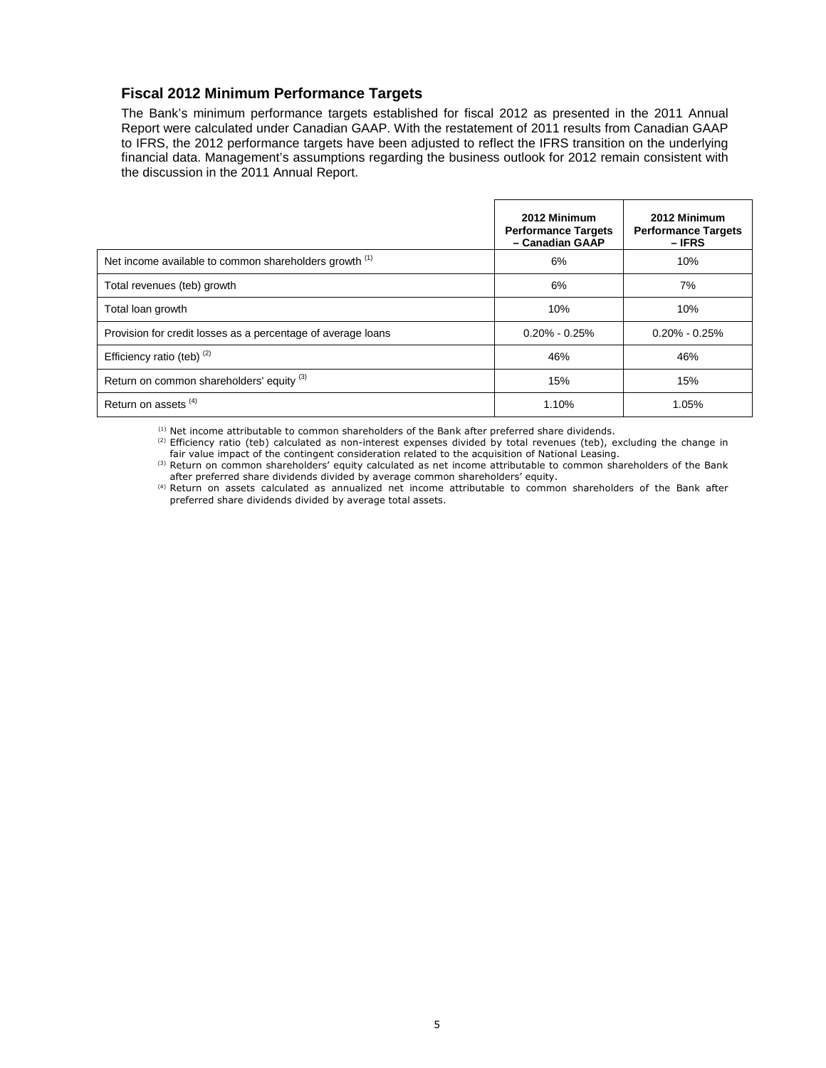## Fiscal 2012 Minimum Performance Targets

The Bank's minimum performance targets established for fiscal 2012 as presented in the 2011 Annual Report were calculated under Canadian GAAP. With the restatement of 2011 results from Canadian GAAP to IFRS, the 2012 performance targets have been adjusted to reflect the IFRS transition on the underlying financial data. Management's assumptions regarding the business outlook for 2012 remain consistent with the discussion in the 2011 Annual Report.

| | 2012 Minimum Performance Targets – Canadian GAAP | 2012 Minimum Performance Targets – IFRS |
|---|---|---|
| Net income available to common shareholders growth [(1)] | 6% | 10% |
| Total revenues (teb) growth | 6% | 7% |
| Total loan growth | 10% | 10% |
| Provision for credit losses as a percentage of average loans | 0.20% - 0.25% | 0.20% - 0.25% |
| Efficiency ratio (teb) [(2)] | 46% | 46% |
| Return on common shareholders' equity [(3)] | 15% | 15% |
| Return on assets [(4)] | 1.10% | 1.05% |

[(1)] Net income attributable to common shareholders of the Bank after preferred share dividends.

[(2)] Efficiency ratio (teb) calculated as non-interest expenses divided by total revenues (teb), excluding the change in fair value impact of the contingent consideration related to the acquisition of National Leasing.

[(3)] Return on common shareholders' equity calculated as net income attributable to common shareholders of the Bank after preferred share dividends divided by average common shareholders' equity.

[(4)] Return on assets calculated as annualized net income attributable to common shareholders of the Bank after preferred share dividends divided by average total assets.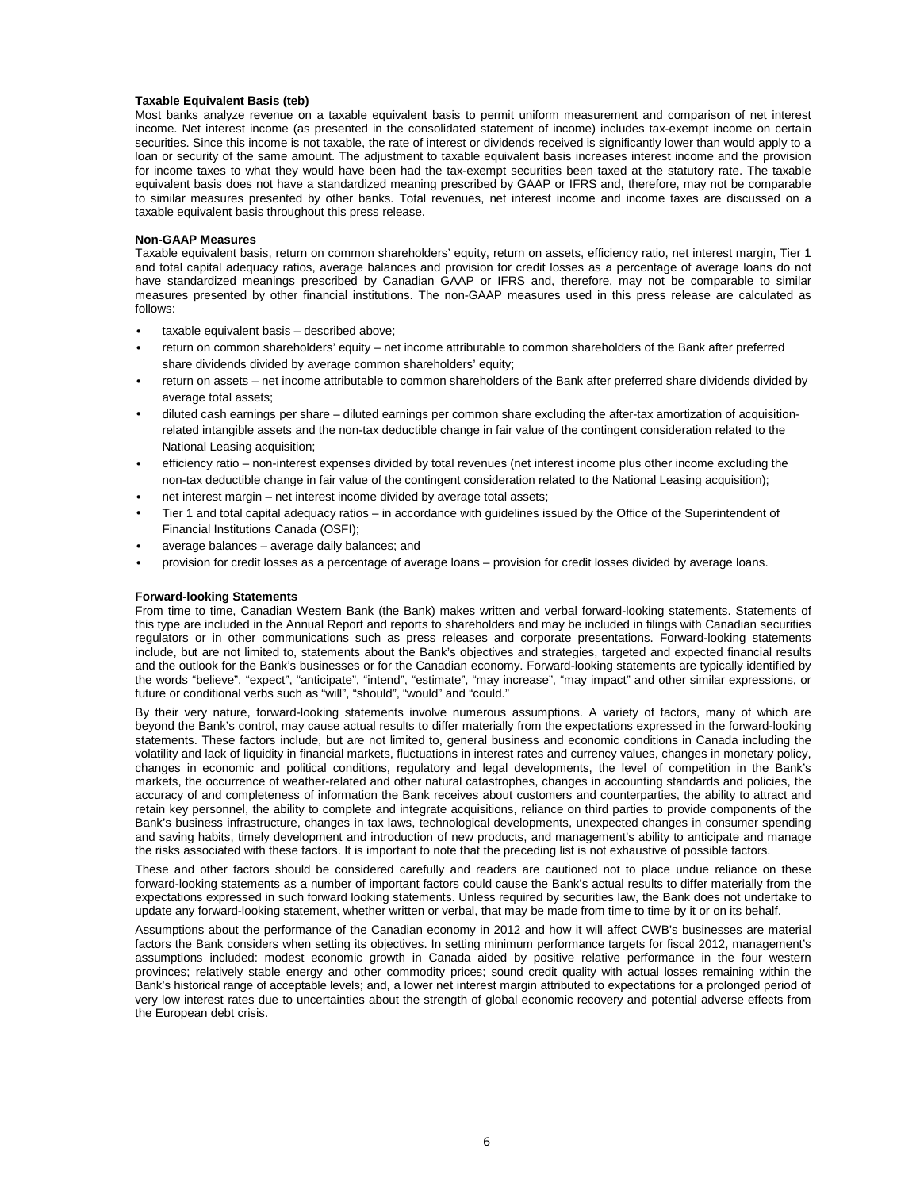**Taxable Equivalent Basis (teb)**

Most banks analyze revenue on a taxable equivalent basis to permit uniform measurement and comparison of net interest income. Net interest income (as presented in the consolidated statement of income) includes tax-exempt income on certain securities. Since this income is not taxable, the rate of interest or dividends received is significantly lower than would apply to a loan or security of the same amount. The adjustment to taxable equivalent basis increases interest income and the provision for income taxes to what they would have been had the tax-exempt securities been taxed at the statutory rate. The taxable equivalent basis does not have a standardized meaning prescribed by GAAP or IFRS and, therefore, may not be comparable to similar measures presented by other banks. Total revenues, net interest income and income taxes are discussed on a taxable equivalent basis throughout this press release.

**Non-GAAP Measures**

Taxable equivalent basis, return on common shareholders' equity, return on assets, efficiency ratio, net interest margin, Tier 1 and total capital adequacy ratios, average balances and provision for credit losses as a percentage of average loans do not have standardized meanings prescribed by Canadian GAAP or IFRS and, therefore, may not be comparable to similar measures presented by other financial institutions. The non-GAAP measures used in this press release are calculated as follows:

- taxable equivalent basis – described above;
- return on common shareholders' equity – net income attributable to common shareholders of the Bank after preferred share dividends divided by average common shareholders' equity;
- return on assets – net income attributable to common shareholders of the Bank after preferred share dividends divided by average total assets;
- diluted cash earnings per share – diluted earnings per common share excluding the after-tax amortization of acquisition-related intangible assets and the non-tax deductible change in fair value of the contingent consideration related to the National Leasing acquisition;
- efficiency ratio – non-interest expenses divided by total revenues (net interest income plus other income excluding the non-tax deductible change in fair value of the contingent consideration related to the National Leasing acquisition);
- net interest margin – net interest income divided by average total assets;
- Tier 1 and total capital adequacy ratios – in accordance with guidelines issued by the Office of the Superintendent of Financial Institutions Canada (OSFI);
- average balances – average daily balances; and
- provision for credit losses as a percentage of average loans – provision for credit losses divided by average loans.

**Forward-looking Statements**

From time to time, Canadian Western Bank (the Bank) makes written and verbal forward-looking statements. Statements of this type are included in the Annual Report and reports to shareholders and may be included in filings with Canadian securities regulators or in other communications such as press releases and corporate presentations. Forward-looking statements include, but are not limited to, statements about the Bank's objectives and strategies, targeted and expected financial results and the outlook for the Bank's businesses or for the Canadian economy. Forward-looking statements are typically identified by the words "believe", "expect", "anticipate", "intend", "estimate", "may increase", "may impact" and other similar expressions, or future or conditional verbs such as "will", "should", "would" and "could."

By their very nature, forward-looking statements involve numerous assumptions. A variety of factors, many of which are beyond the Bank's control, may cause actual results to differ materially from the expectations expressed in the forward-looking statements. These factors include, but are not limited to, general business and economic conditions in Canada including the volatility and lack of liquidity in financial markets, fluctuations in interest rates and currency values, changes in monetary policy, changes in economic and political conditions, regulatory and legal developments, the level of competition in the Bank's markets, the occurrence of weather-related and other natural catastrophes, changes in accounting standards and policies, the accuracy of and completeness of information the Bank receives about customers and counterparties, the ability to attract and retain key personnel, the ability to complete and integrate acquisitions, reliance on third parties to provide components of the Bank's business infrastructure, changes in tax laws, technological developments, unexpected changes in consumer spending and saving habits, timely development and introduction of new products, and management's ability to anticipate and manage the risks associated with these factors. It is important to note that the preceding list is not exhaustive of possible factors.

These and other factors should be considered carefully and readers are cautioned not to place undue reliance on these forward-looking statements as a number of important factors could cause the Bank's actual results to differ materially from the expectations expressed in such forward looking statements. Unless required by securities law, the Bank does not undertake to update any forward-looking statement, whether written or verbal, that may be made from time to time by it or on its behalf.

Assumptions about the performance of the Canadian economy in 2012 and how it will affect CWB's businesses are material factors the Bank considers when setting its objectives. In setting minimum performance targets for fiscal 2012, management's assumptions included: modest economic growth in Canada aided by positive relative performance in the four western provinces; relatively stable energy and other commodity prices; sound credit quality with actual losses remaining within the Bank's historical range of acceptable levels; and, a lower net interest margin attributed to expectations for a prolonged period of very low interest rates due to uncertainties about the strength of global economic recovery and potential adverse effects from the European debt crisis.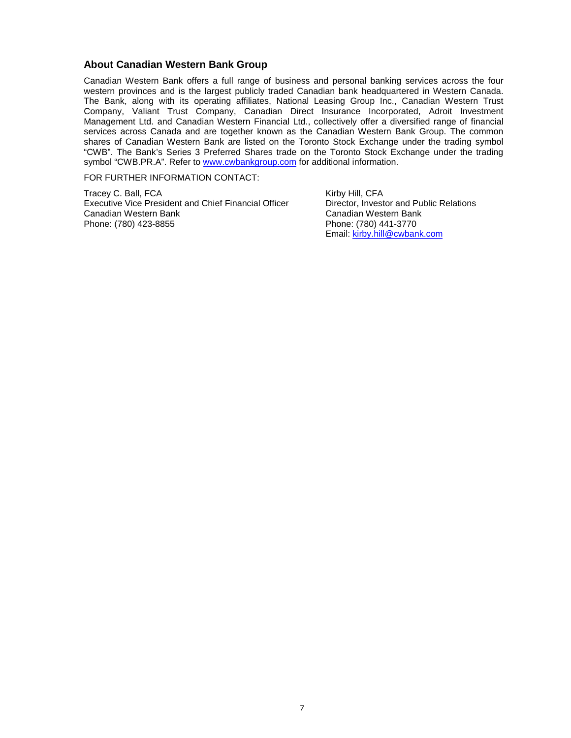## About Canadian Western Bank Group

Canadian Western Bank offers a full range of business and personal banking services across the four western provinces and is the largest publicly traded Canadian bank headquartered in Western Canada. The Bank, along with its operating affiliates, National Leasing Group Inc., Canadian Western Trust Company, Valiant Trust Company, Canadian Direct Insurance Incorporated, Adroit Investment Management Ltd. and Canadian Western Financial Ltd., collectively offer a diversified range of financial services across Canada and are together known as the Canadian Western Bank Group. The common shares of Canadian Western Bank are listed on the Toronto Stock Exchange under the trading symbol "CWB". The Bank's Series 3 Preferred Shares trade on the Toronto Stock Exchange under the trading symbol "CWB.PR.A". Refer to [www.cwbankgroup.com](http://www.cwbankgroup.com) for additional information.

FOR FURTHER INFORMATION CONTACT:

Tracey C. Ball, FCA
Executive Vice President and Chief Financial Officer
Canadian Western Bank
Phone: (780) 423-8855

Kirby Hill, CFA
Director, Investor and Public Relations
Canadian Western Bank
Phone: (780) 441-3770
Email: [kirby.hill@cwbank.com](mailto:kirby.hill@cwbank.com)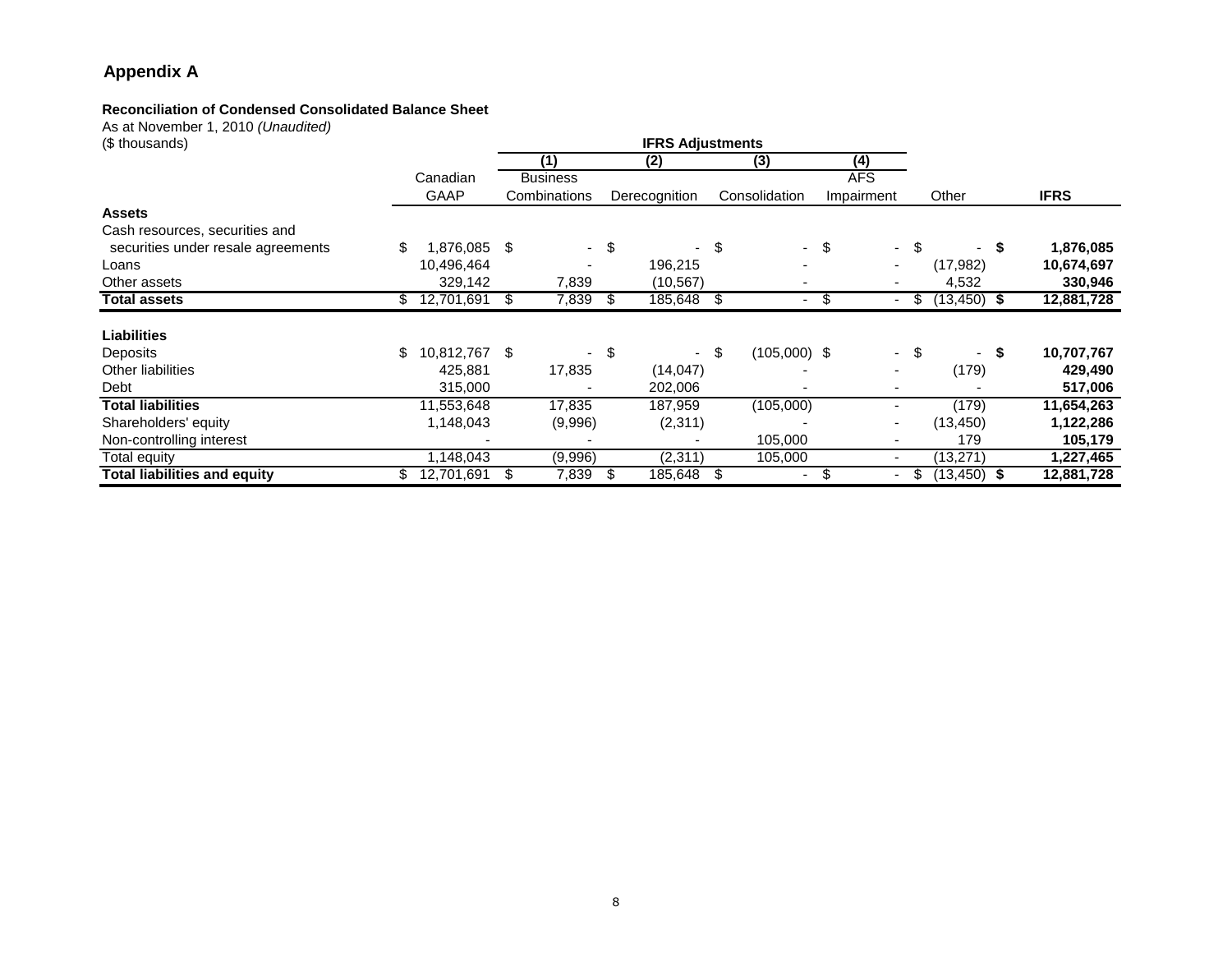## Appendix A

**Reconciliation of Condensed Consolidated Balance Sheet**

As at November 1, 2010 *(Unaudited)*

($ thousands)

| | Canadian GAAP | IFRS Adjustments (1) Business Combinations | (2) Derecognition | (3) Consolidation | (4) AFS Impairment | Other | **IFRS** |
|---|---|---|---|---|---|---|---|
| **Assets** | | | | | | | |
| Cash resources, securities and securities under resale agreements | $ 1,876,085 | $ - | $ - | $ - | $ - | $ - | **$ 1,876,085** |
| Loans | 10,496,464 | - | 196,215 | - | - | (17,982) | **10,674,697** |
| Other assets | 329,142 | 7,839 | (10,567) | - | - | 4,532 | **330,946** |
| **Total assets** | $ 12,701,691 | $ 7,839 | $ 185,648 | $ - | $ - | $ (13,450) | **$ 12,881,728** |
| **Liabilities** | | | | | | | |
| Deposits | $ 10,812,767 | $ - | $ - | $ (105,000) | $ - | $ - | **$ 10,707,767** |
| Other liabilities | 425,881 | 17,835 | (14,047) | - | - | (179) | **429,490** |
| Debt | 315,000 | - | 202,006 | - | - | - | **517,006** |
| **Total liabilities** | 11,553,648 | 17,835 | 187,959 | (105,000) | - | (179) | **11,654,263** |
| Shareholders' equity | 1,148,043 | (9,996) | (2,311) | - | - | (13,450) | **1,122,286** |
| Non-controlling interest | - | - | - | 105,000 | - | 179 | **105,179** |
| Total equity | 1,148,043 | (9,996) | (2,311) | 105,000 | - | (13,271) | **1,227,465** |
| **Total liabilities and equity** | $ 12,701,691 | $ 7,839 | $ 185,648 | $ - | $ - | $ (13,450) | **$ 12,881,728** |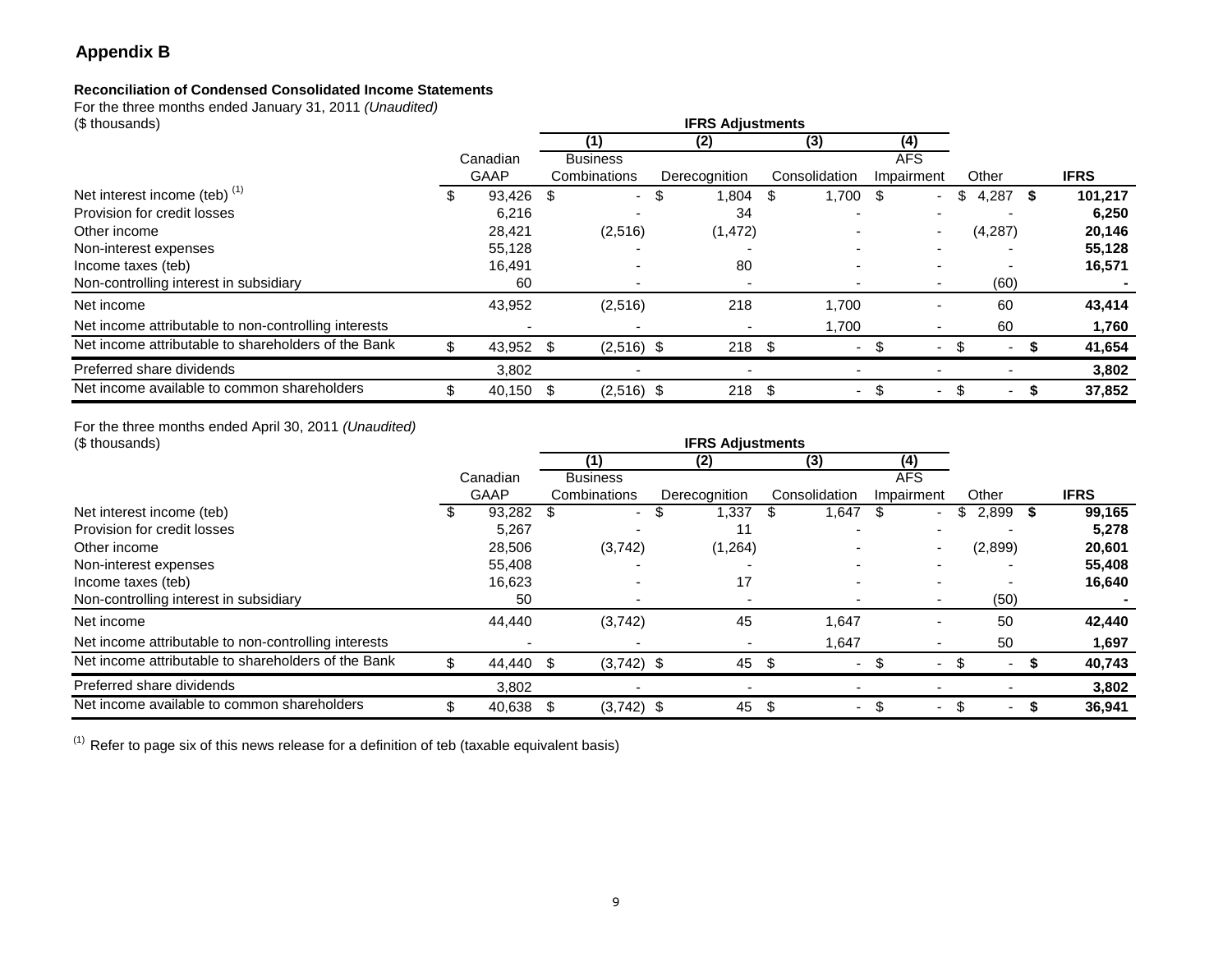## Appendix B

**Reconciliation of Condensed Consolidated Income Statements**

For the three months ended January 31, 2011 *(Unaudited)*
($ thousands)

| | Canadian GAAP | IFRS Adjustments (1) Business Combinations | (2) Derecognition | (3) Consolidation | (4) AFS Impairment | Other | **IFRS** |
|---|---|---|---|---|---|---|---|
| Net interest income (teb) [(1)] | $ 93,426 | $ - | $ 1,804 | $ 1,700 | $ - | $ 4,287 | **$ 101,217** |
| Provision for credit losses | 6,216 | - | 34 | - | - | - | **6,250** |
| Other income | 28,421 | (2,516) | (1,472) | - | - | (4,287) | **20,146** |
| Non-interest expenses | 55,128 | - | - | - | - | - | **55,128** |
| Income taxes (teb) | 16,491 | - | 80 | - | - | - | **16,571** |
| Non-controlling interest in subsidiary | 60 | - | - | - | - | (60) | **-** |
| Net income | 43,952 | (2,516) | 218 | 1,700 | - | 60 | **43,414** |
| Net income attributable to non-controlling interests | - | - | - | 1,700 | - | 60 | **1,760** |
| Net income attributable to shareholders of the Bank | $ 43,952 | $ (2,516) | $ 218 | $ - | $ - | $ - | **$ 41,654** |
| Preferred share dividends | 3,802 | - | - | - | - | - | **3,802** |
| Net income available to common shareholders | $ 40,150 | $ (2,516) | $ 218 | $ - | $ - | $ - | **$ 37,852** |

For the three months ended April 30, 2011 *(Unaudited)*
($ thousands)

| | Canadian GAAP | IFRS Adjustments (1) Business Combinations | (2) Derecognition | (3) Consolidation | (4) AFS Impairment | Other | **IFRS** |
|---|---|---|---|---|---|---|---|
| Net interest income (teb) | $ 93,282 | $ - | $ 1,337 | $ 1,647 | $ - | $ 2,899 | **$ 99,165** |
| Provision for credit losses | 5,267 | - | 11 | - | - | - | **5,278** |
| Other income | 28,506 | (3,742) | (1,264) | - | - | (2,899) | **20,601** |
| Non-interest expenses | 55,408 | - | - | - | - | - | **55,408** |
| Income taxes (teb) | 16,623 | - | 17 | - | - | - | **16,640** |
| Non-controlling interest in subsidiary | 50 | - | - | - | - | (50) | **-** |
| Net income | 44,440 | (3,742) | 45 | 1,647 | - | 50 | **42,440** |
| Net income attributable to non-controlling interests | - | - | - | 1,647 | - | 50 | **1,697** |
| Net income attributable to shareholders of the Bank | $ 44,440 | $ (3,742) | $ 45 | $ - | $ - | $ - | **$ 40,743** |
| Preferred share dividends | 3,802 | - | - | - | - | - | **3,802** |
| Net income available to common shareholders | $ 40,638 | $ (3,742) | $ 45 | $ - | $ - | $ - | **$ 36,941** |

[(1)] Refer to page six of this news release for a definition of teb (taxable equivalent basis)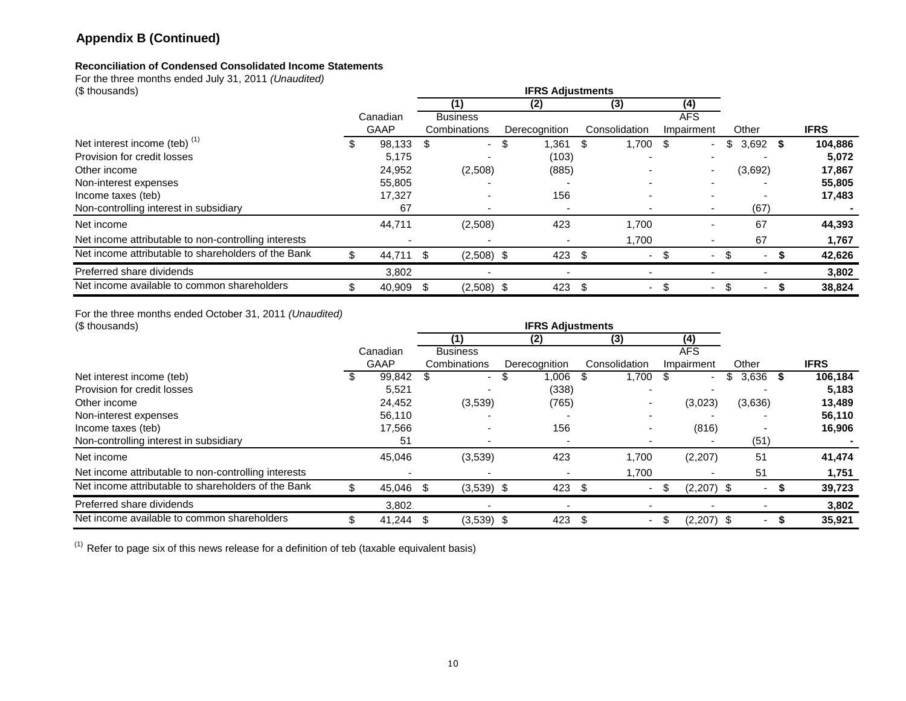## Appendix B (Continued)

**Reconciliation of Condensed Consolidated Income Statements**

For the three months ended July 31, 2011 *(Unaudited)*
($ thousands)

| | Canadian GAAP | IFRS Adjustments (1) Business Combinations | (2) Derecognition | (3) Consolidation | (4) AFS Impairment | Other | **IFRS** |
|---|---|---|---|---|---|---|---|
| Net interest income (teb) [(1)] | $ 98,133 | $ - | $ 1,361 | $ 1,700 | $ - | $ 3,692 | **$ 104,886** |
| Provision for credit losses | 5,175 | - | (103) | - | - | - | **5,072** |
| Other income | 24,952 | (2,508) | (885) | - | - | (3,692) | **17,867** |
| Non-interest expenses | 55,805 | - | - | - | - | - | **55,805** |
| Income taxes (teb) | 17,327 | - | 156 | - | - | - | **17,483** |
| Non-controlling interest in subsidiary | 67 | - | - | - | - | (67) | **-** |
| Net income | 44,711 | (2,508) | 423 | 1,700 | - | 67 | **44,393** |
| Net income attributable to non-controlling interests | - | - | - | 1,700 | - | 67 | **1,767** |
| Net income attributable to shareholders of the Bank | $ 44,711 | $ (2,508) | $ 423 | $ - | $ - | $ - | **$ 42,626** |
| Preferred share dividends | 3,802 | - | - | - | - | - | **3,802** |
| Net income available to common shareholders | $ 40,909 | $ (2,508) | $ 423 | $ - | $ - | $ - | **$ 38,824** |

For the three months ended October 31, 2011 *(Unaudited)*
($ thousands)

| | Canadian GAAP | IFRS Adjustments (1) Business Combinations | (2) Derecognition | (3) Consolidation | (4) AFS Impairment | Other | **IFRS** |
|---|---|---|---|---|---|---|---|
| Net interest income (teb) | $ 99,842 | $ - | $ 1,006 | $ 1,700 | $ - | $ 3,636 | **$ 106,184** |
| Provision for credit losses | 5,521 | - | (338) | - | - | - | **5,183** |
| Other income | 24,452 | (3,539) | (765) | - | (3,023) | (3,636) | **13,489** |
| Non-interest expenses | 56,110 | - | - | - | - | - | **56,110** |
| Income taxes (teb) | 17,566 | - | 156 | - | (816) | - | **16,906** |
| Non-controlling interest in subsidiary | 51 | - | - | - | - | (51) | **-** |
| Net income | 45,046 | (3,539) | 423 | 1,700 | (2,207) | 51 | **41,474** |
| Net income attributable to non-controlling interests | - | - | - | 1,700 | - | 51 | **1,751** |
| Net income attributable to shareholders of the Bank | $ 45,046 | $ (3,539) | $ 423 | $ - | $ (2,207) | $ - | **$ 39,723** |
| Preferred share dividends | 3,802 | - | - | - | - | - | **3,802** |
| Net income available to common shareholders | $ 41,244 | $ (3,539) | $ 423 | $ - | $ (2,207) | $ - | **$ 35,921** |

[(1)] Refer to page six of this news release for a definition of teb (taxable equivalent basis)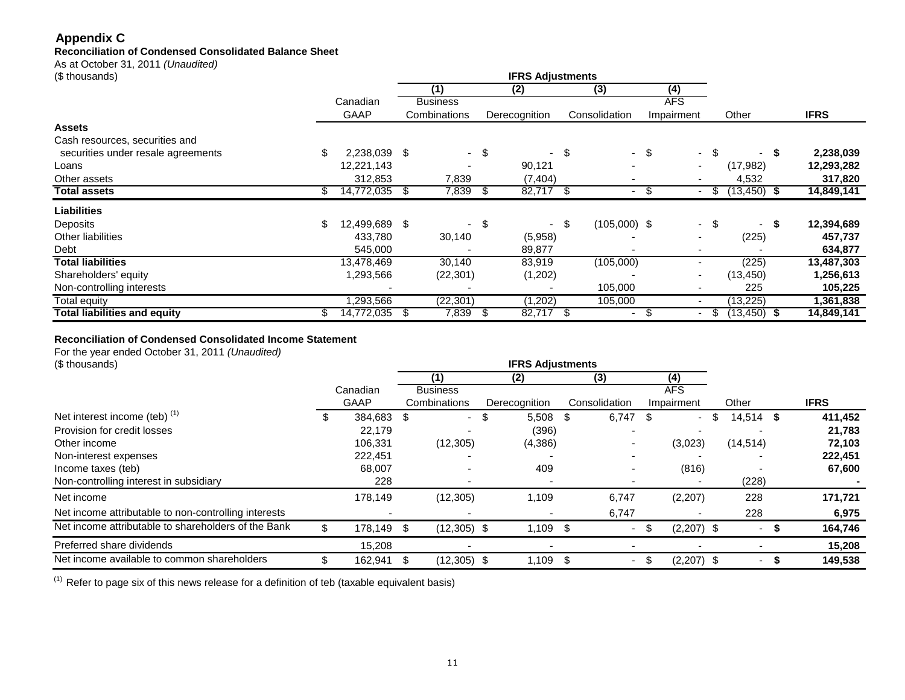## Appendix C

**Reconciliation of Condensed Consolidated Balance Sheet**

As at October 31, 2011 *(Unaudited)*

($ thousands)

| | Canadian GAAP | (1) Business Combinations | (2) Derecognition | (3) Consolidation | (4) AFS Impairment | Other | IFRS |
|---|---|---|---|---|---|---|---|
| | | IFRS Adjustments | | | | | |
| **Assets** | | | | | | | |
| Cash resources, securities and securities under resale agreements | $ 2,238,039 | $ - | $ - | $ - | $ - | $ - | **$ 2,238,039** |
| Loans | 12,221,143 | - | 90,121 | - | - | (17,982) | **12,293,282** |
| Other assets | 312,853 | 7,839 | (7,404) | - | - | 4,532 | **317,820** |
| **Total assets** | $ 14,772,035 | $ 7,839 | $ 82,717 | $ - | $ - | $ (13,450) | **$ 14,849,141** |
| **Liabilities** | | | | | | | |
| Deposits | $ 12,499,689 | $ - | $ - | $ (105,000) | $ - | $ - | **$ 12,394,689** |
| Other liabilities | 433,780 | 30,140 | (5,958) | - | - | (225) | **457,737** |
| Debt | 545,000 | - | 89,877 | - | - | - | **634,877** |
| **Total liabilities** | 13,478,469 | 30,140 | 83,919 | (105,000) | - | (225) | **13,487,303** |
| Shareholders' equity | 1,293,566 | (22,301) | (1,202) | - | - | (13,450) | **1,256,613** |
| Non-controlling interests | - | - | - | 105,000 | - | 225 | **105,225** |
| Total equity | 1,293,566 | (22,301) | (1,202) | 105,000 | - | (13,225) | **1,361,838** |
| **Total liabilities and equity** | $ 14,772,035 | $ 7,839 | $ 82,717 | $ - | $ - | $ (13,450) | **$ 14,849,141** |

**Reconciliation of Condensed Consolidated Income Statement**

For the year ended October 31, 2011 *(Unaudited)*

($ thousands)

| | Canadian GAAP | (1) Business Combinations | (2) Derecognition | (3) Consolidation | (4) AFS Impairment | Other | IFRS |
|---|---|---|---|---|---|---|---|
| | | IFRS Adjustments | | | | | |
| Net interest income (teb) [1] | $ 384,683 | $ - | $ 5,508 | $ 6,747 | $ - | $ 14,514 | **$ 411,452** |
| Provision for credit losses | 22,179 | - | (396) | - | - | - | **21,783** |
| Other income | 106,331 | (12,305) | (4,386) | - | (3,023) | (14,514) | **72,103** |
| Non-interest expenses | 222,451 | - | - | - | - | - | **222,451** |
| Income taxes (teb) | 68,007 | - | 409 | - | (816) | - | **67,600** |
| Non-controlling interest in subsidiary | 228 | - | - | - | - | (228) | **-** |
| Net income | 178,149 | (12,305) | 1,109 | 6,747 | (2,207) | 228 | **171,721** |
| Net income attributable to non-controlling interests | - | - | - | 6,747 | - | 228 | **6,975** |
| Net income attributable to shareholders of the Bank | $ 178,149 | $ (12,305) | $ 1,109 | $ - | $ (2,207) | $ - | **$ 164,746** |
| Preferred share dividends | 15,208 | - | - | - | - | - | **15,208** |
| Net income available to common shareholders | $ 162,941 | $ (12,305) | $ 1,109 | $ - | $ (2,207) | $ - | **$ 149,538** |

[1] Refer to page six of this news release for a definition of teb (taxable equivalent basis)